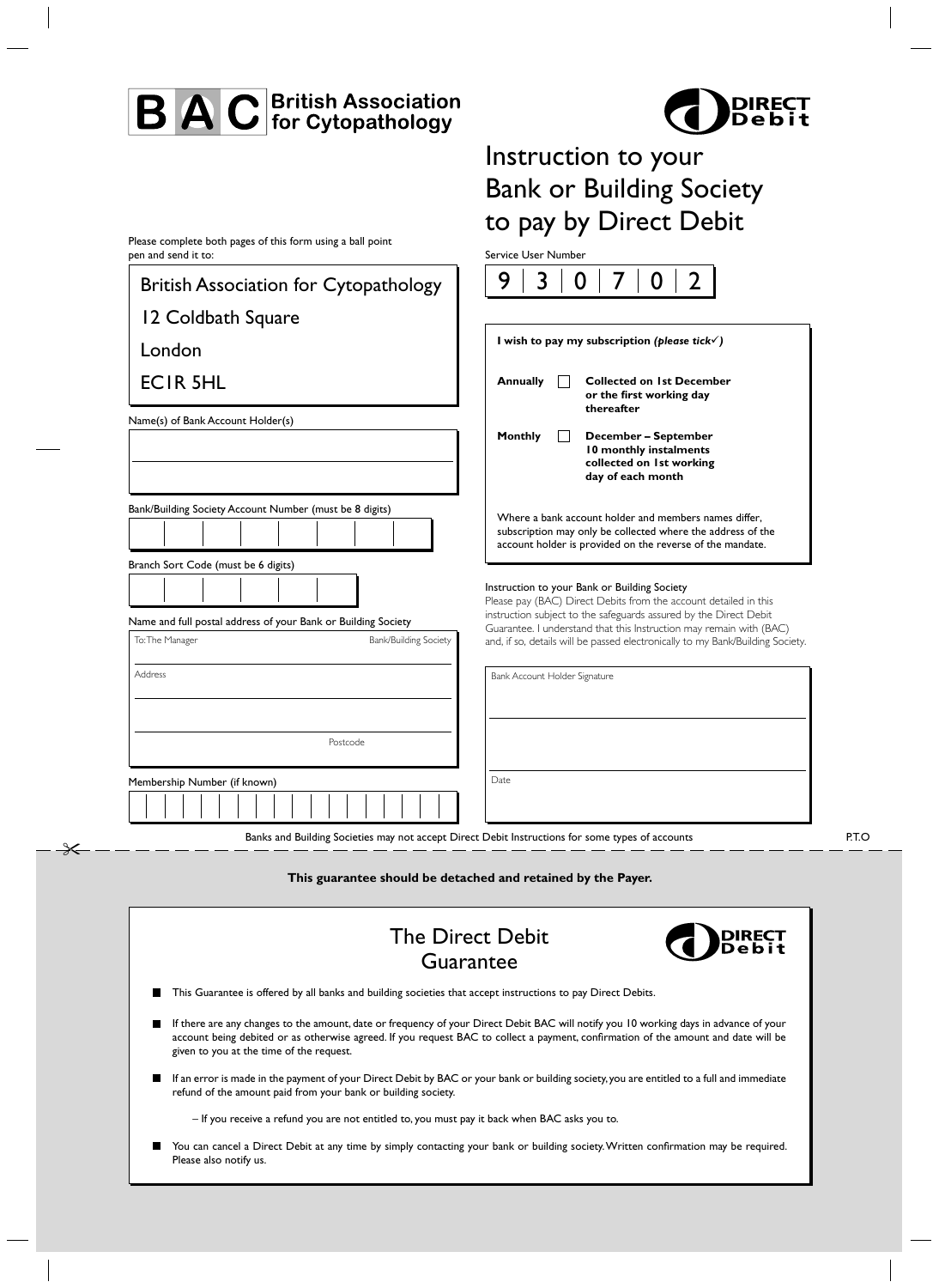**BAC British Association for Cytopathology**

**DIRECT Debit**

# Instruction to your Bank or Building Society to pay by Direct Debit

Please complete both pages of this form using a ball point pen and send it to:

British Association for Cytopathology
12 Coldbath Square
London
EC1R 5HL

Service User Number

| 9 | 3 | 0 | 7 | 0 | 2 |
|---|---|---|---|---|---|

Name(s) of Bank Account Holder(s)

Bank/Building Society Account Number (must be 8 digits)

Branch Sort Code (must be 6 digits)

Name and full postal address of your Bank or Building Society

To: The Manager Bank/Building Society

Address

Postcode

Membership Number (if known)

**I wish to pay my subscription** ***(please tick✓)***

| | | |
|---|---|---|
| **Annually** | ☐ | **Collected on 1st December or the first working day thereafter** |
| **Monthly** | ☐ | **December – September 10 monthly instalments collected on 1st working day of each month** |

Where a bank account holder and members names differ, subscription may only be collected where the address of the account holder is provided on the reverse of the mandate.

Instruction to your Bank or Building Society
Please pay (BAC) Direct Debits from the account detailed in this instruction subject to the safeguards assured by the Direct Debit Guarantee. I understand that this Instruction may remain with (BAC) and, if so, details will be passed electronically to my Bank/Building Society.

Bank Account Holder Signature

Date

Banks and Building Societies may not accept Direct Debit Instructions for some types of accounts

P.T.O

---

**This guarantee should be detached and retained by the Payer.**

## The Direct Debit Guarantee

- This Guarantee is offered by all banks and building societies that accept instructions to pay Direct Debits.
- If there are any changes to the amount, date or frequency of your Direct Debit BAC will notify you 10 working days in advance of your account being debited or as otherwise agreed. If you request BAC to collect a payment, confirmation of the amount and date will be given to you at the time of the request.
- If an error is made in the payment of your Direct Debit by BAC or your bank or building society, you are entitled to a full and immediate refund of the amount paid from your bank or building society.

  – If you receive a refund you are not entitled to, you must pay it back when BAC asks you to.
- You can cancel a Direct Debit at any time by simply contacting your bank or building society. Written confirmation may be required. Please also notify us.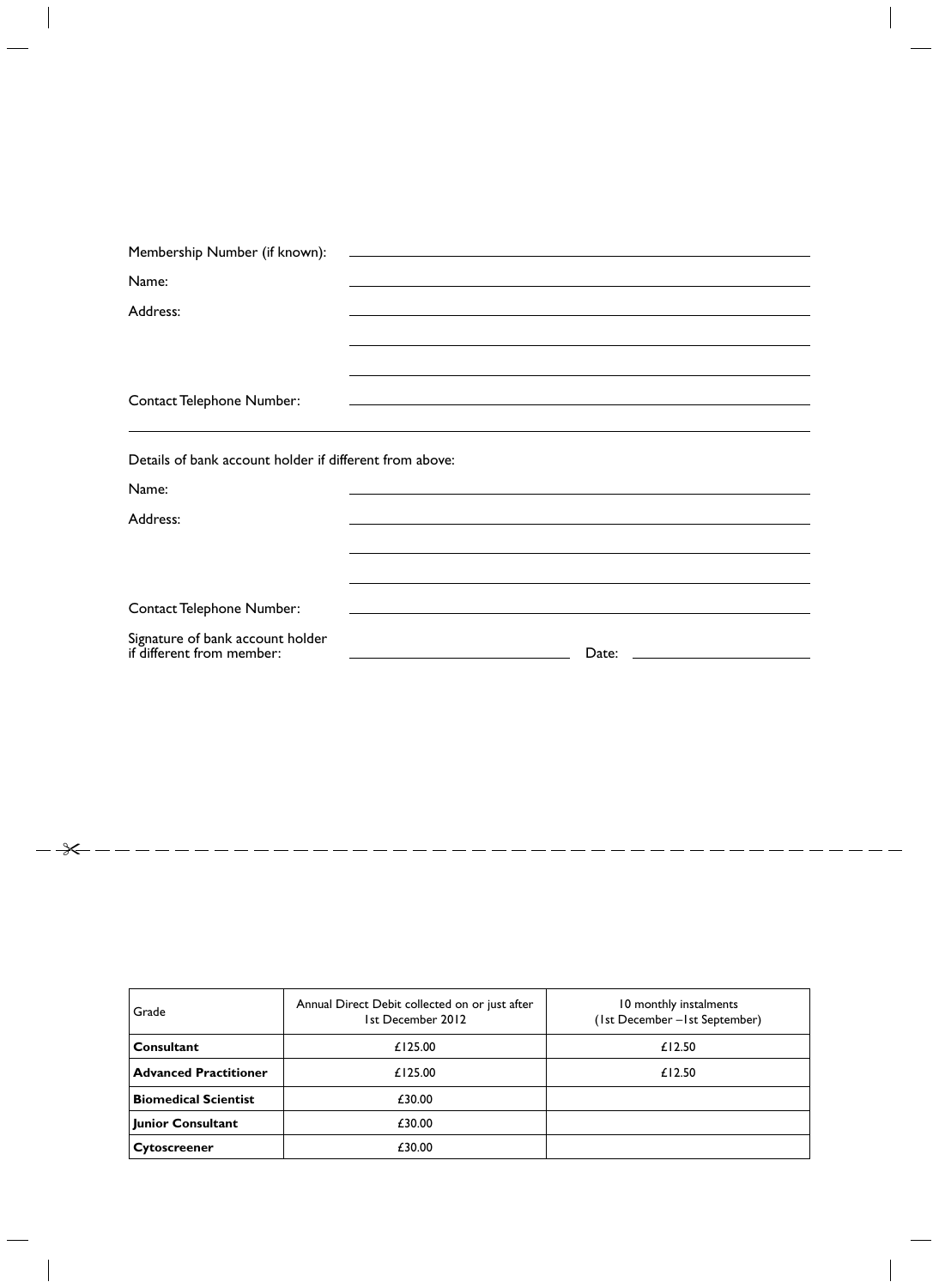Membership Number (if known): ______________________________

Name: ______________________________

Address: ______________________________

______________________________

______________________________

Contact Telephone Number: ______________________________

---

Details of bank account holder if different from above:

Name: ______________________________

Address: ______________________________

______________________________

______________________________

Contact Telephone Number: ______________________________

Signature of bank account holder if different from member: ____________________ Date: ____________________

✂ - - - - - - - - - - - - - - - - - - - - - - - - - - - - - - - - - - - - - - - - - - - -

| Grade | Annual Direct Debit collected on or just after 1st December 2012 | 10 monthly instalments (1st December – 1st September) |
|---|---|---|
| **Consultant** | £125.00 | £12.50 |
| **Advanced Practitioner** | £125.00 | £12.50 |
| **Biomedical Scientist** | £30.00 | |
| **Junior Consultant** | £30.00 | |
| **Cytoscreener** | £30.00 | |